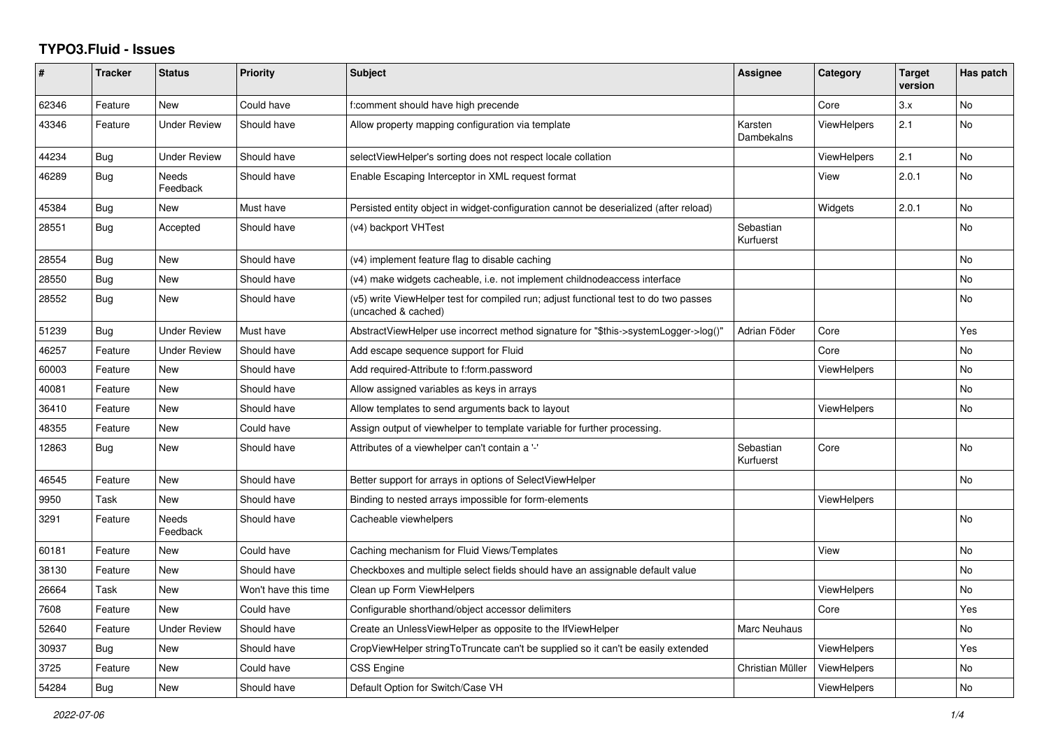# TYPO3.Fluid - Issues

| # | Tracker | Status | Priority | Subject | Assignee | Category | Target version | Has patch |
|---|---|---|---|---|---|---|---|---|
| 62346 | Feature | New | Could have | f:comment should have high precende |  | Core | 3.x | No |
| 43346 | Feature | Under Review | Should have | Allow property mapping configuration via template | Karsten Dambekalns | ViewHelpers | 2.1 | No |
| 44234 | Bug | Under Review | Should have | selectViewHelper's sorting does not respect locale collation |  | ViewHelpers | 2.1 | No |
| 46289 | Bug | Needs Feedback | Should have | Enable Escaping Interceptor in XML request format |  | View | 2.0.1 | No |
| 45384 | Bug | New | Must have | Persisted entity object in widget-configuration cannot be deserialized (after reload) |  | Widgets | 2.0.1 | No |
| 28551 | Bug | Accepted | Should have | (v4) backport VHTest | Sebastian Kurfuerst |  |  | No |
| 28554 | Bug | New | Should have | (v4) implement feature flag to disable caching |  |  |  | No |
| 28550 | Bug | New | Should have | (v4) make widgets cacheable, i.e. not implement childnodeaccess interface |  |  |  | No |
| 28552 | Bug | New | Should have | (v5) write ViewHelper test for compiled run; adjust functional test to do two passes (uncached & cached) |  |  |  | No |
| 51239 | Bug | Under Review | Must have | AbstractViewHelper use incorrect method signature for "$this->systemLogger->log()" | Adrian Föder | Core |  | Yes |
| 46257 | Feature | Under Review | Should have | Add escape sequence support for Fluid |  | Core |  | No |
| 60003 | Feature | New | Should have | Add required-Attribute to f:form.password |  | ViewHelpers |  | No |
| 40081 | Feature | New | Should have | Allow assigned variables as keys in arrays |  |  |  | No |
| 36410 | Feature | New | Should have | Allow templates to send arguments back to layout |  | ViewHelpers |  | No |
| 48355 | Feature | New | Could have | Assign output of viewhelper to template variable for further processing. |  |  |  |  |
| 12863 | Bug | New | Should have | Attributes of a viewhelper can't contain a '-' | Sebastian Kurfuerst | Core |  | No |
| 46545 | Feature | New | Should have | Better support for arrays in options of SelectViewHelper |  |  |  | No |
| 9950 | Task | New | Should have | Binding to nested arrays impossible for form-elements |  | ViewHelpers |  |  |
| 3291 | Feature | Needs Feedback | Should have | Cacheable viewhelpers |  |  |  | No |
| 60181 | Feature | New | Could have | Caching mechanism for Fluid Views/Templates |  | View |  | No |
| 38130 | Feature | New | Should have | Checkboxes and multiple select fields should have an assignable default value |  |  |  | No |
| 26664 | Task | New | Won't have this time | Clean up Form ViewHelpers |  | ViewHelpers |  | No |
| 7608 | Feature | New | Could have | Configurable shorthand/object accessor delimiters |  | Core |  | Yes |
| 52640 | Feature | Under Review | Should have | Create an UnlessViewHelper as opposite to the IfViewHelper | Marc Neuhaus |  |  | No |
| 30937 | Bug | New | Should have | CropViewHelper stringToTruncate can't be supplied so it can't be easily extended |  | ViewHelpers |  | Yes |
| 3725 | Feature | New | Could have | CSS Engine | Christian Müller | ViewHelpers |  | No |
| 54284 | Bug | New | Should have | Default Option for Switch/Case VH |  | ViewHelpers |  | No |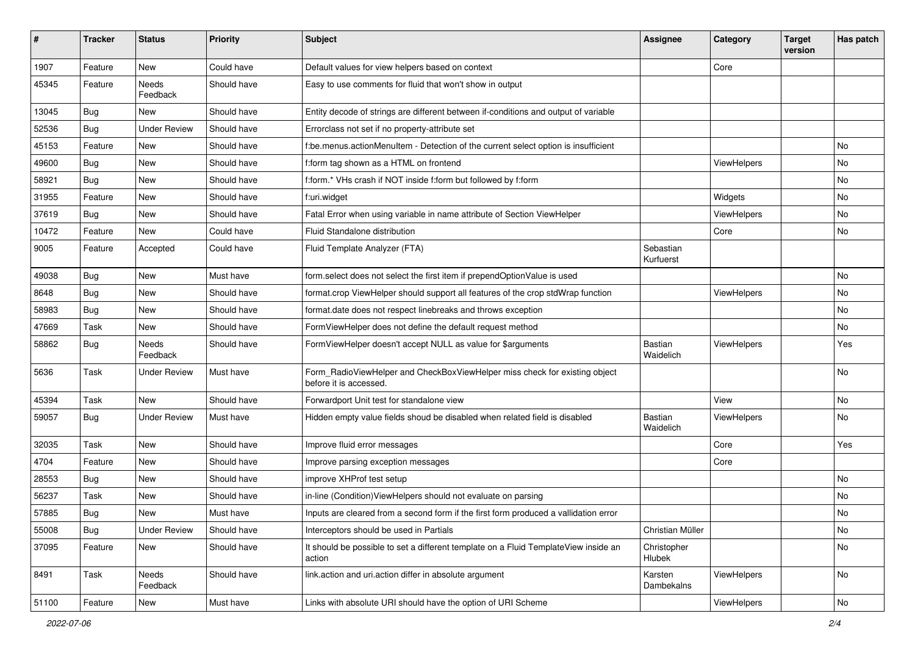| # | Tracker | Status | Priority | Subject | Assignee | Category | Target version | Has patch |
|---|---|---|---|---|---|---|---|---|
| 1907 | Feature | New | Could have | Default values for view helpers based on context | | Core | | |
| 45345 | Feature | Needs Feedback | Should have | Easy to use comments for fluid that won't show in output | | | | |
| 13045 | Bug | New | Should have | Entity decode of strings are different between if-conditions and output of variable | | | | |
| 52536 | Bug | Under Review | Should have | Errorclass not set if no property-attribute set | | | | |
| 45153 | Feature | New | Should have | f:be.menus.actionMenuItem - Detection of the current select option is insufficient | | | | No |
| 49600 | Bug | New | Should have | f:form tag shown as a HTML on frontend | | ViewHelpers | | No |
| 58921 | Bug | New | Should have | f:form.* VHs crash if NOT inside f:form but followed by f:form | | | | No |
| 31955 | Feature | New | Should have | f:uri.widget | | Widgets | | No |
| 37619 | Bug | New | Should have | Fatal Error when using variable in name attribute of Section ViewHelper | | ViewHelpers | | No |
| 10472 | Feature | New | Could have | Fluid Standalone distribution | | Core | | No |
| 9005 | Feature | Accepted | Could have | Fluid Template Analyzer (FTA) | Sebastian Kurfuerst | | | |
| 49038 | Bug | New | Must have | form.select does not select the first item if prependOptionValue is used | | | | No |
| 8648 | Bug | New | Should have | format.crop ViewHelper should support all features of the crop stdWrap function | | ViewHelpers | | No |
| 58983 | Bug | New | Should have | format.date does not respect linebreaks and throws exception | | | | No |
| 47669 | Task | New | Should have | FormViewHelper does not define the default request method | | | | No |
| 58862 | Bug | Needs Feedback | Should have | FormViewHelper doesn't accept NULL as value for $arguments | Bastian Waidelich | ViewHelpers | | Yes |
| 5636 | Task | Under Review | Must have | Form_RadioViewHelper and CheckBoxViewHelper miss check for existing object before it is accessed. | | | | No |
| 45394 | Task | New | Should have | Forwardport Unit test for standalone view | | View | | No |
| 59057 | Bug | Under Review | Must have | Hidden empty value fields shoud be disabled when related field is disabled | Bastian Waidelich | ViewHelpers | | No |
| 32035 | Task | New | Should have | Improve fluid error messages | | Core | | Yes |
| 4704 | Feature | New | Should have | Improve parsing exception messages | | Core | | |
| 28553 | Bug | New | Should have | improve XHProf test setup | | | | No |
| 56237 | Task | New | Should have | in-line (Condition)ViewHelpers should not evaluate on parsing | | | | No |
| 57885 | Bug | New | Must have | Inputs are cleared from a second form if the first form produced a vallidation error | | | | No |
| 55008 | Bug | Under Review | Should have | Interceptors should be used in Partials | Christian Müller | | | No |
| 37095 | Feature | New | Should have | It should be possible to set a different template on a Fluid TemplateView inside an action | Christopher Hlubek | | | No |
| 8491 | Task | Needs Feedback | Should have | link.action and uri.action differ in absolute argument | Karsten Dambekalns | ViewHelpers | | No |
| 51100 | Feature | New | Must have | Links with absolute URI should have the option of URI Scheme | | ViewHelpers | | No |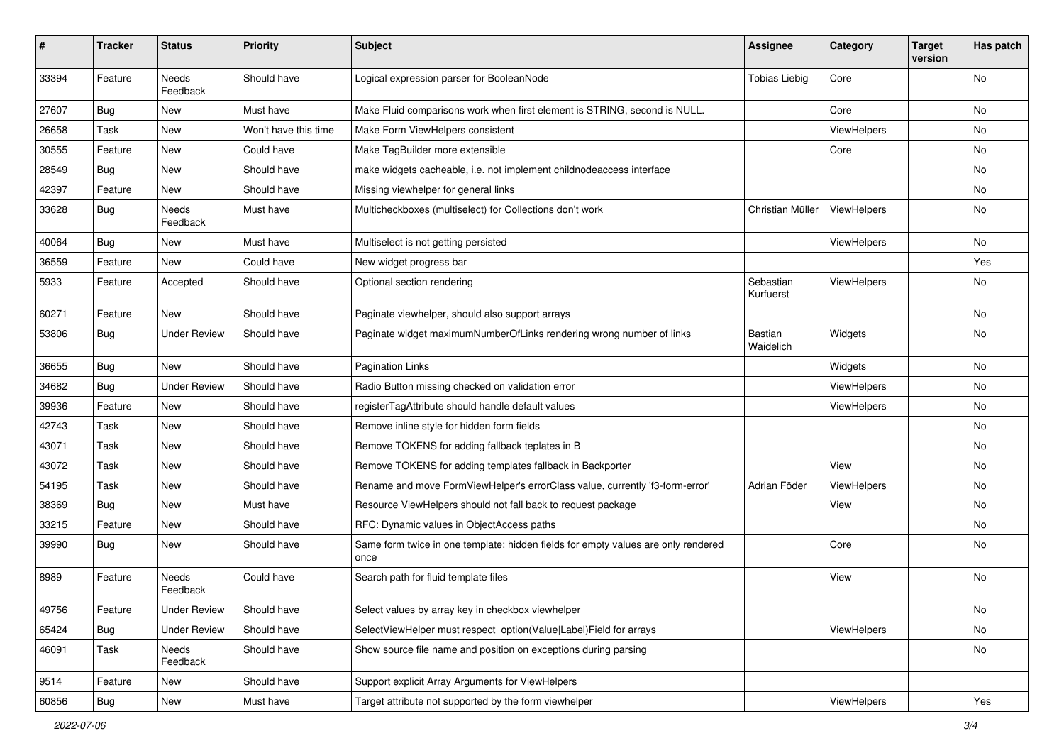| # | Tracker | Status | Priority | Subject | Assignee | Category | Target version | Has patch |
|---|---|---|---|---|---|---|---|---|
| 33394 | Feature | Needs Feedback | Should have | Logical expression parser for BooleanNode | Tobias Liebig | Core | | No |
| 27607 | Bug | New | Must have | Make Fluid comparisons work when first element is STRING, second is NULL. | | Core | | No |
| 26658 | Task | New | Won't have this time | Make Form ViewHelpers consistent | | ViewHelpers | | No |
| 30555 | Feature | New | Could have | Make TagBuilder more extensible | | Core | | No |
| 28549 | Bug | New | Should have | make widgets cacheable, i.e. not implement childnodeaccess interface | | | | No |
| 42397 | Feature | New | Should have | Missing viewhelper for general links | | | | No |
| 33628 | Bug | Needs Feedback | Must have | Multicheckboxes (multiselect) for Collections don't work | Christian Müller | ViewHelpers | | No |
| 40064 | Bug | New | Must have | Multiselect is not getting persisted | | ViewHelpers | | No |
| 36559 | Feature | New | Could have | New widget progress bar | | | | Yes |
| 5933 | Feature | Accepted | Should have | Optional section rendering | Sebastian Kurfuerst | ViewHelpers | | No |
| 60271 | Feature | New | Should have | Paginate viewhelper, should also support arrays | | | | No |
| 53806 | Bug | Under Review | Should have | Paginate widget maximumNumberOfLinks rendering wrong number of links | Bastian Waidelich | Widgets | | No |
| 36655 | Bug | New | Should have | Pagination Links | | Widgets | | No |
| 34682 | Bug | Under Review | Should have | Radio Button missing checked on validation error | | ViewHelpers | | No |
| 39936 | Feature | New | Should have | registerTagAttribute should handle default values | | ViewHelpers | | No |
| 42743 | Task | New | Should have | Remove inline style for hidden form fields | | | | No |
| 43071 | Task | New | Should have | Remove TOKENS for adding fallback teplates in B | | | | No |
| 43072 | Task | New | Should have | Remove TOKENS for adding templates fallback in Backporter | | View | | No |
| 54195 | Task | New | Should have | Rename and move FormViewHelper's errorClass value, currently 'f3-form-error' | Adrian Föder | ViewHelpers | | No |
| 38369 | Bug | New | Must have | Resource ViewHelpers should not fall back to request package | | View | | No |
| 33215 | Feature | New | Should have | RFC: Dynamic values in ObjectAccess paths | | | | No |
| 39990 | Bug | New | Should have | Same form twice in one template: hidden fields for empty values are only rendered once | | Core | | No |
| 8989 | Feature | Needs Feedback | Could have | Search path for fluid template files | | View | | No |
| 49756 | Feature | Under Review | Should have | Select values by array key in checkbox viewhelper | | | | No |
| 65424 | Bug | Under Review | Should have | SelectViewHelper must respect option(Value\|Label)Field for arrays | | ViewHelpers | | No |
| 46091 | Task | Needs Feedback | Should have | Show source file name and position on exceptions during parsing | | | | No |
| 9514 | Feature | New | Should have | Support explicit Array Arguments for ViewHelpers | | | | |
| 60856 | Bug | New | Must have | Target attribute not supported by the form viewhelper | | ViewHelpers | | Yes |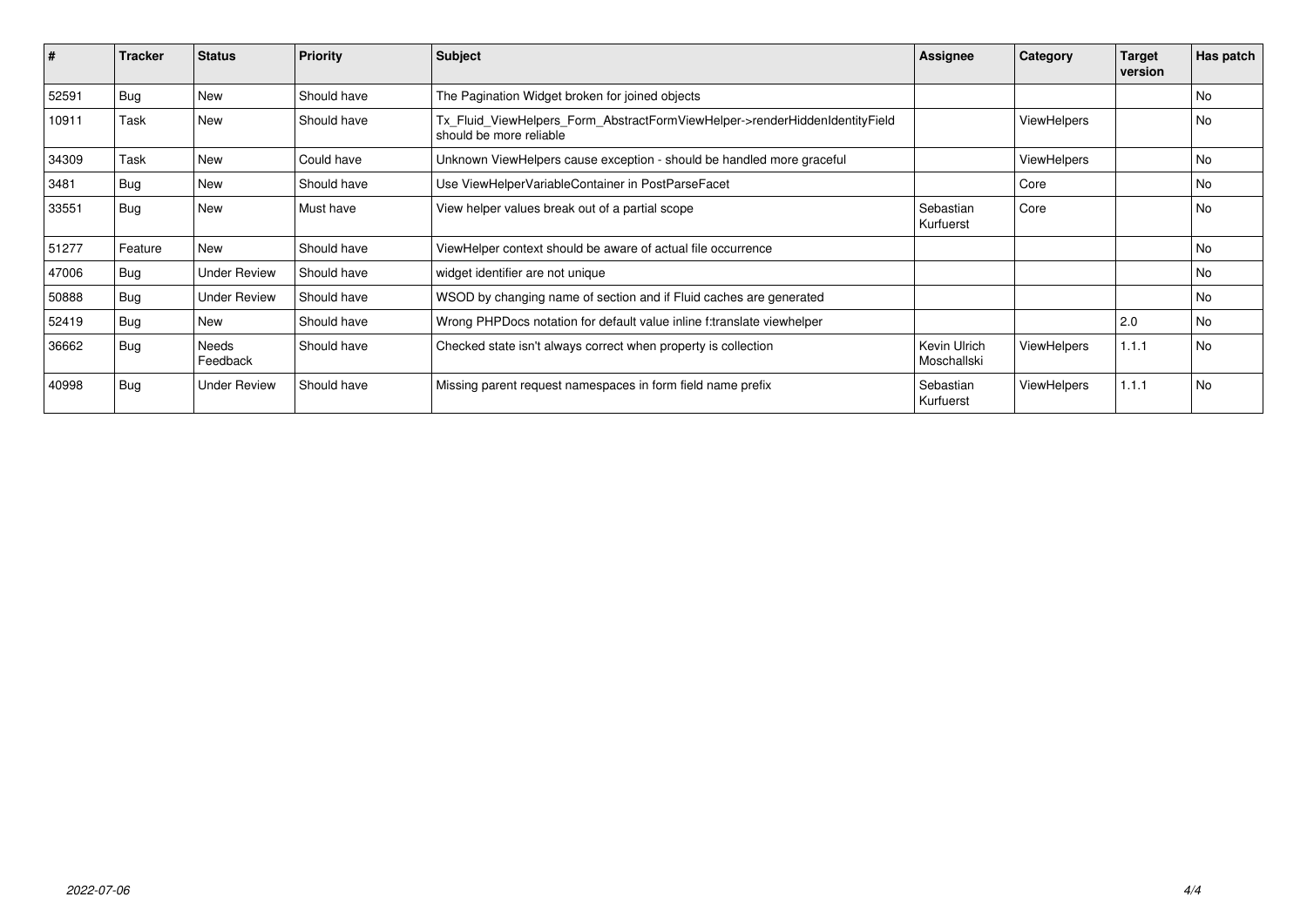| # | Tracker | Status | Priority | Subject | Assignee | Category | Target version | Has patch |
|---|---|---|---|---|---|---|---|---|
| 52591 | Bug | New | Should have | The Pagination Widget broken for joined objects | | | | No |
| 10911 | Task | New | Should have | Tx_Fluid_ViewHelpers_Form_AbstractFormViewHelper->renderHiddenIdentityField should be more reliable | | ViewHelpers | | No |
| 34309 | Task | New | Could have | Unknown ViewHelpers cause exception - should be handled more graceful | | ViewHelpers | | No |
| 3481 | Bug | New | Should have | Use ViewHelperVariableContainer in PostParseFacet | | Core | | No |
| 33551 | Bug | New | Must have | View helper values break out of a partial scope | Sebastian Kurfuerst | Core | | No |
| 51277 | Feature | New | Should have | ViewHelper context should be aware of actual file occurrence | | | | No |
| 47006 | Bug | Under Review | Should have | widget identifier are not unique | | | | No |
| 50888 | Bug | Under Review | Should have | WSOD by changing name of section and if Fluid caches are generated | | | | No |
| 52419 | Bug | New | Should have | Wrong PHPDocs notation for default value inline f:translate viewhelper | | | 2.0 | No |
| 36662 | Bug | Needs Feedback | Should have | Checked state isn't always correct when property is collection | Kevin Ulrich Moschallski | ViewHelpers | 1.1.1 | No |
| 40998 | Bug | Under Review | Should have | Missing parent request namespaces in form field name prefix | Sebastian Kurfuerst | ViewHelpers | 1.1.1 | No |

*2022-07-06*